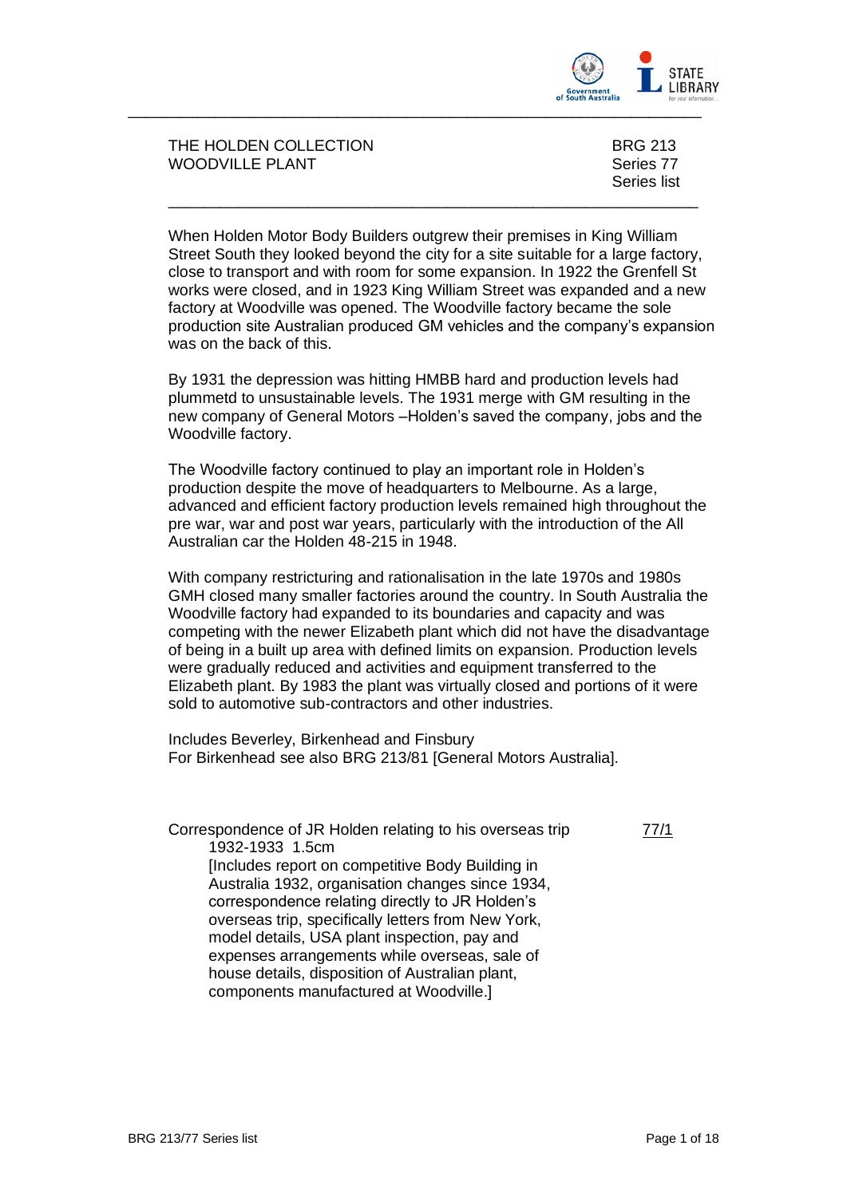THE HOLDEN COLLECTION
WOODVILLE PLANT

BRG 213
Series 77
Series list

---

When Holden Motor Body Builders outgrew their premises in King William Street South they looked beyond the city for a site suitable for a large factory, close to transport and with room for some expansion. In 1922 the Grenfell St works were closed, and in 1923 King William Street was expanded and a new factory at Woodville was opened. The Woodville factory became the sole production site Australian produced GM vehicles and the company's expansion was on the back of this.

By 1931 the depression was hitting HMBB hard and production levels had plummetd to unsustainable levels. The 1931 merge with GM resulting in the new company of General Motors –Holden's saved the company, jobs and the Woodville factory.

The Woodville factory continued to play an important role in Holden's production despite the move of headquarters to Melbourne. As a large, advanced and efficient factory production levels remained high throughout the pre war, war and post war years, particularly with the introduction of the All Australian car the Holden 48-215 in 1948.

With company restricturing and rationalisation in the late 1970s and 1980s GMH closed many smaller factories around the country. In South Australia the Woodville factory had expanded to its boundaries and capacity and was competing with the newer Elizabeth plant which did not have the disadvantage of being in a built up area with defined limits on expansion. Production levels were gradually reduced and activities and equipment transferred to the Elizabeth plant. By 1983 the plant was virtually closed and portions of it were sold to automotive sub-contractors and other industries.

Includes Beverley, Birkenhead and Finsbury
For Birkenhead see also BRG 213/81 [General Motors Australia].

Correspondence of JR Holden relating to his overseas trip 1932-1933 1.5cm — 77/1

[Includes report on competitive Body Building in Australia 1932, organisation changes since 1934, correspondence relating directly to JR Holden's overseas trip, specifically letters from New York, model details, USA plant inspection, pay and expenses arrangements while overseas, sale of house details, disposition of Australian plant, components manufactured at Woodville.]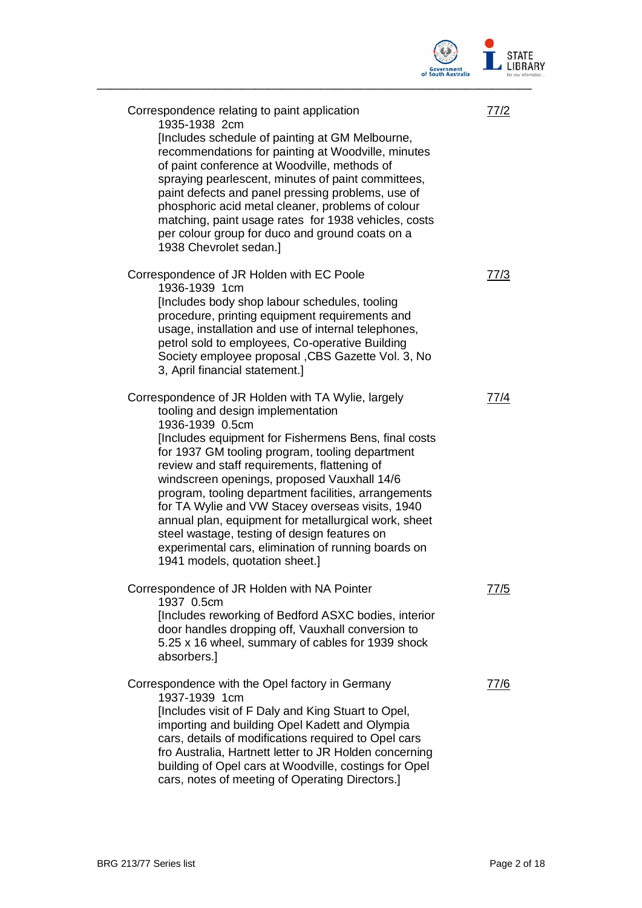Correspondence relating to paint application 1935-1938 2cm [Includes schedule of painting at GM Melbourne, recommendations for painting at Woodville, minutes of paint conference at Woodville, methods of spraying pearlescent, minutes of paint committees, paint defects and panel pressing problems, use of phosphoric acid metal cleaner, problems of colour matching, paint usage rates for 1938 vehicles, costs per colour group for duco and ground coats on a 1938 Chevrolet sedan.] — 77/2

Correspondence of JR Holden with EC Poole 1936-1939 1cm [Includes body shop labour schedules, tooling procedure, printing equipment requirements and usage, installation and use of internal telephones, petrol sold to employees, Co-operative Building Society employee proposal ,CBS Gazette Vol. 3, No 3, April financial statement.] — 77/3

Correspondence of JR Holden with TA Wylie, largely tooling and design implementation 1936-1939 0.5cm [Includes equipment for Fishermens Bens, final costs for 1937 GM tooling program, tooling department review and staff requirements, flattening of windscreen openings, proposed Vauxhall 14/6 program, tooling department facilities, arrangements for TA Wylie and VW Stacey overseas visits, 1940 annual plan, equipment for metallurgical work, sheet steel wastage, testing of design features on experimental cars, elimination of running boards on 1941 models, quotation sheet.] — 77/4

Correspondence of JR Holden with NA Pointer 1937 0.5cm [Includes reworking of Bedford ASXC bodies, interior door handles dropping off, Vauxhall conversion to 5.25 x 16 wheel, summary of cables for 1939 shock absorbers.] — 77/5

Correspondence with the Opel factory in Germany 1937-1939 1cm [Includes visit of F Daly and King Stuart to Opel, importing and building Opel Kadett and Olympia cars, details of modifications required to Opel cars fro Australia, Hartnett letter to JR Holden concerning building of Opel cars at Woodville, costings for Opel cars, notes of meeting of Operating Directors.] — 77/6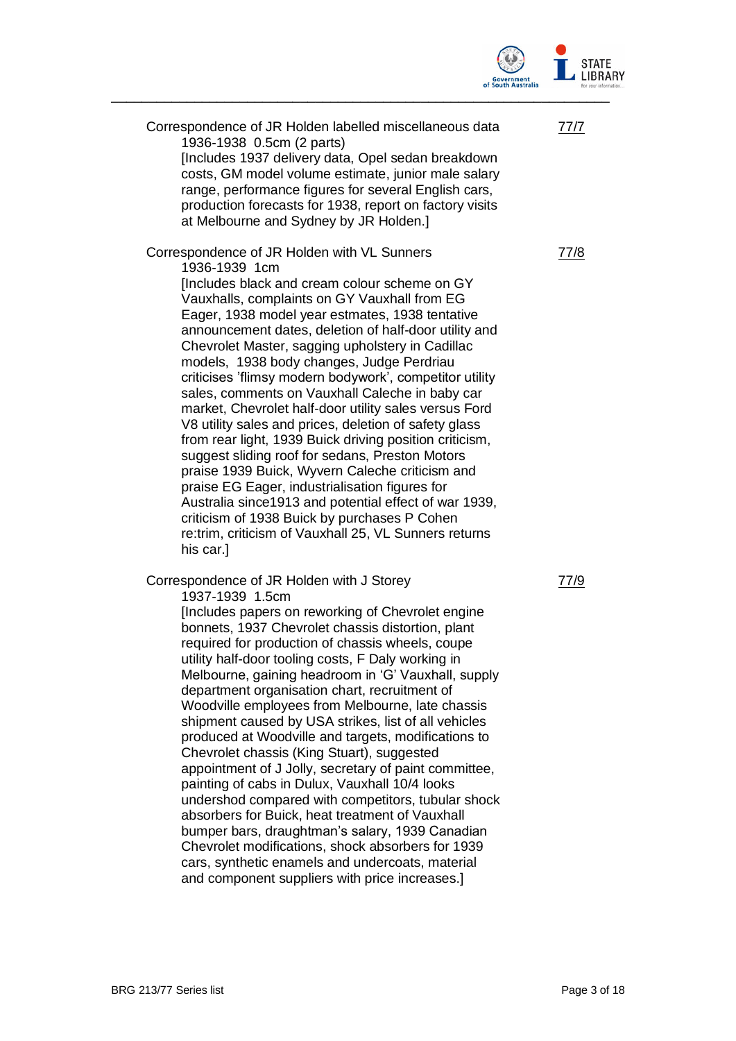Correspondence of JR Holden labelled miscellaneous data 1936-1938 0.5cm (2 parts)
[Includes 1937 delivery data, Opel sedan breakdown costs, GM model volume estimate, junior male salary range, performance figures for several English cars, production forecasts for 1938, report on factory visits at Melbourne and Sydney by JR Holden.]

77/7

Correspondence of JR Holden with VL Sunners 1936-1939 1cm
[Includes black and cream colour scheme on GY Vauxhalls, complaints on GY Vauxhall from EG Eager, 1938 model year estmates, 1938 tentative announcement dates, deletion of half-door utility and Chevrolet Master, sagging upholstery in Cadillac models, 1938 body changes, Judge Perdriau criticises 'flimsy modern bodywork', competitor utility sales, comments on Vauxhall Caleche in baby car market, Chevrolet half-door utility sales versus Ford V8 utility sales and prices, deletion of safety glass from rear light, 1939 Buick driving position criticism, suggest sliding roof for sedans, Preston Motors praise 1939 Buick, Wyvern Caleche criticism and praise EG Eager, industrialisation figures for Australia since1913 and potential effect of war 1939, criticism of 1938 Buick by purchases P Cohen re:trim, criticism of Vauxhall 25, VL Sunners returns his car.]

77/8

Correspondence of JR Holden with J Storey 1937-1939 1.5cm
[Includes papers on reworking of Chevrolet engine bonnets, 1937 Chevrolet chassis distortion, plant required for production of chassis wheels, coupe utility half-door tooling costs, F Daly working in Melbourne, gaining headroom in 'G' Vauxhall, supply department organisation chart, recruitment of Woodville employees from Melbourne, late chassis shipment caused by USA strikes, list of all vehicles produced at Woodville and targets, modifications to Chevrolet chassis (King Stuart), suggested appointment of J Jolly, secretary of paint committee, painting of cabs in Dulux, Vauxhall 10/4 looks undershod compared with competitors, tubular shock absorbers for Buick, heat treatment of Vauxhall bumper bars, draughtman's salary, 1939 Canadian Chevrolet modifications, shock absorbers for 1939 cars, synthetic enamels and undercoats, material and component suppliers with price increases.]

77/9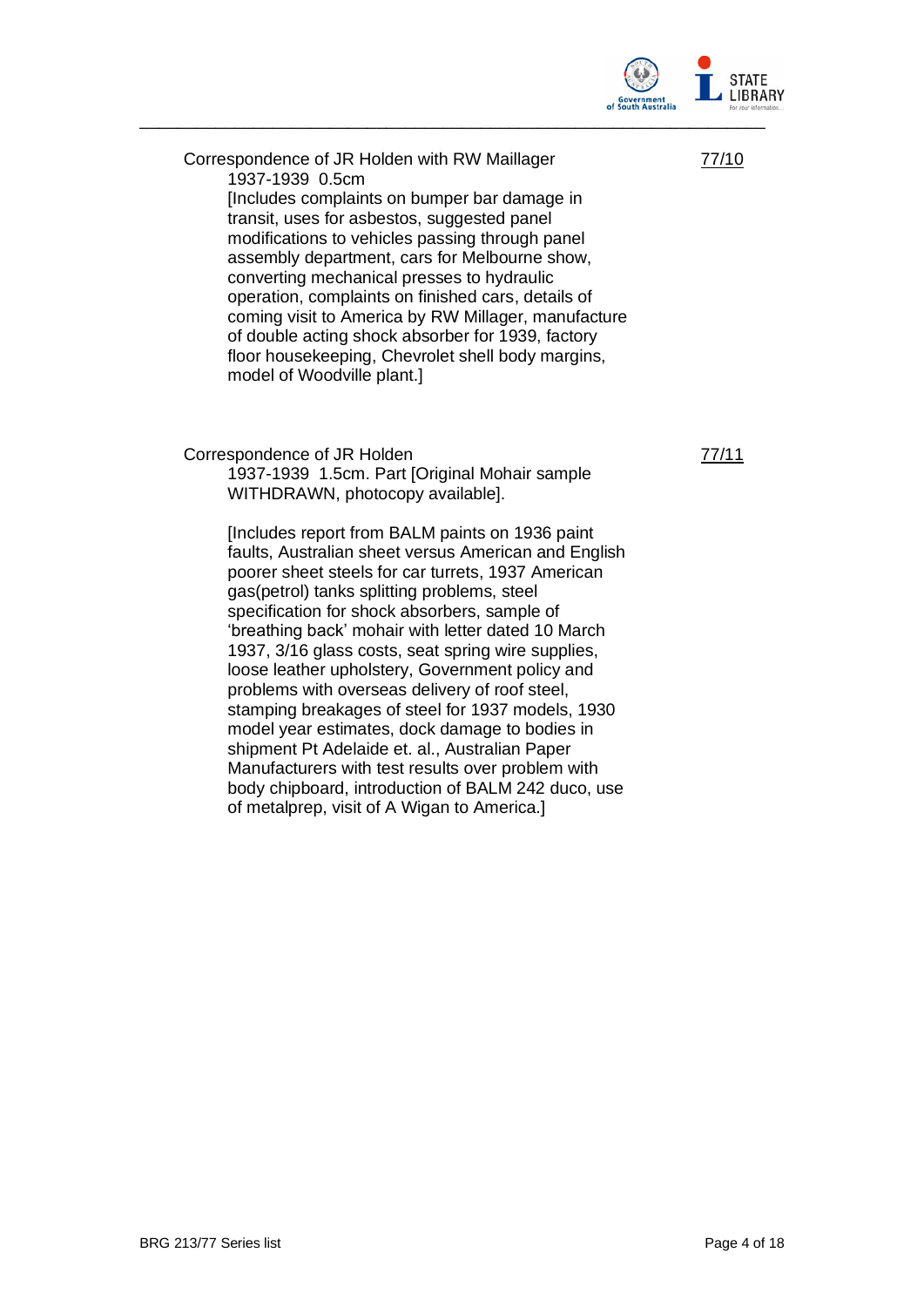Correspondence of JR Holden with RW Maillager 1937-1939 0.5cm
[Includes complaints on bumper bar damage in transit, uses for asbestos, suggested panel modifications to vehicles passing through panel assembly department, cars for Melbourne show, converting mechanical presses to hydraulic operation, complaints on finished cars, details of coming visit to America by RW Millager, manufacture of double acting shock absorber for 1939, factory floor housekeeping, Chevrolet shell body margins, model of Woodville plant.]

77/10

Correspondence of JR Holden
1937-1939 1.5cm. Part [Original Mohair sample WITHDRAWN, photocopy available].

[Includes report from BALM paints on 1936 paint faults, Australian sheet versus American and English poorer sheet steels for car turrets, 1937 American gas(petrol) tanks splitting problems, steel specification for shock absorbers, sample of 'breathing back' mohair with letter dated 10 March 1937, 3/16 glass costs, seat spring wire supplies, loose leather upholstery, Government policy and problems with overseas delivery of roof steel, stamping breakages of steel for 1937 models, 1930 model year estimates, dock damage to bodies in shipment Pt Adelaide et. al., Australian Paper Manufacturers with test results over problem with body chipboard, introduction of BALM 242 duco, use of metalprep, visit of A Wigan to America.]

77/11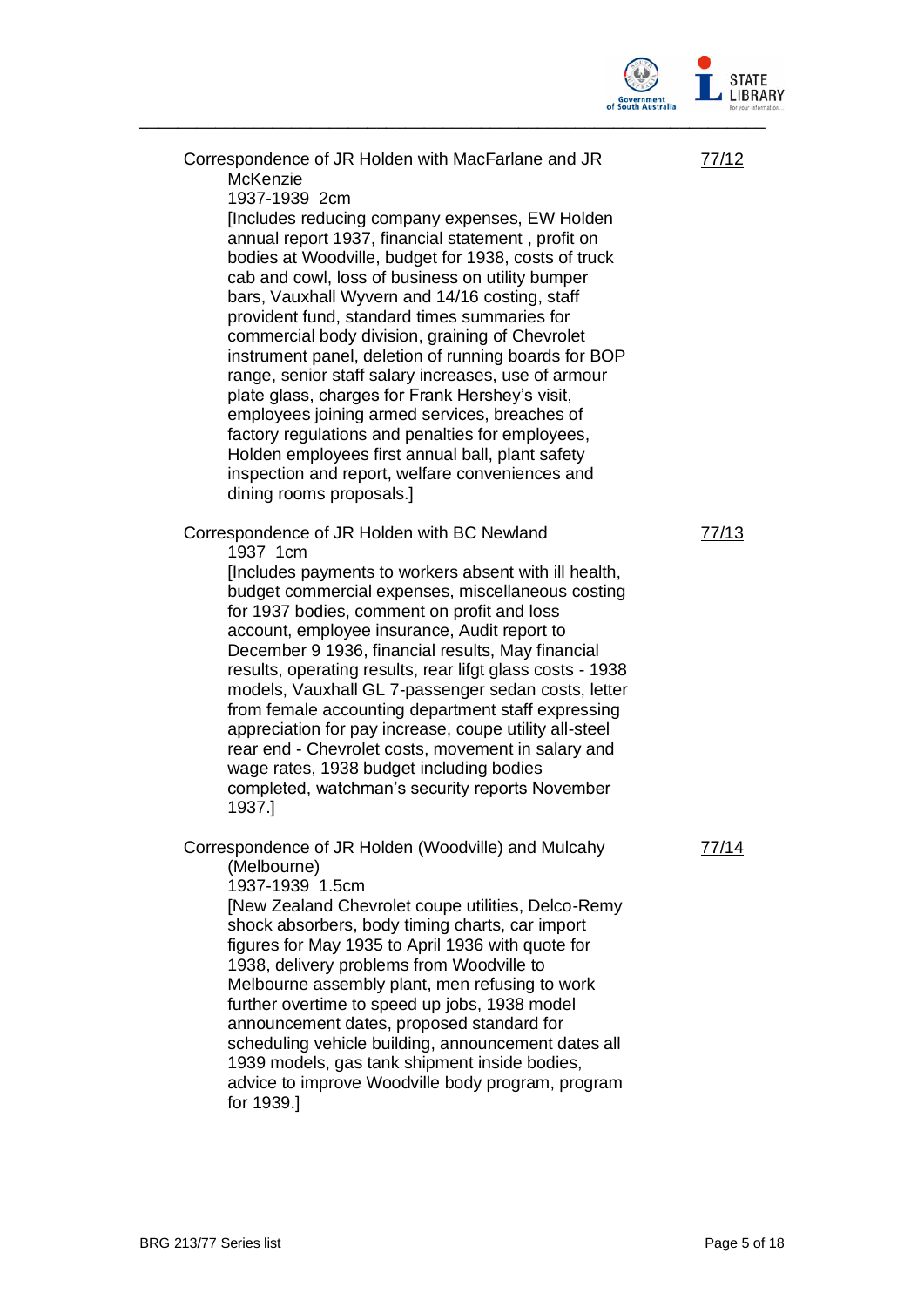Correspondence of JR Holden with MacFarlane and JR McKenzie — 77/12

1937-1939 2cm

[Includes reducing company expenses, EW Holden annual report 1937, financial statement , profit on bodies at Woodville, budget for 1938, costs of truck cab and cowl, loss of business on utility bumper bars, Vauxhall Wyvern and 14/16 costing, staff provident fund, standard times summaries for commercial body division, graining of Chevrolet instrument panel, deletion of running boards for BOP range, senior staff salary increases, use of armour plate glass, charges for Frank Hershey's visit, employees joining armed services, breaches of factory regulations and penalties for employees, Holden employees first annual ball, plant safety inspection and report, welfare conveniences and dining rooms proposals.]

Correspondence of JR Holden with BC Newland — 77/13

1937 1cm

[Includes payments to workers absent with ill health, budget commercial expenses, miscellaneous costing for 1937 bodies, comment on profit and loss account, employee insurance, Audit report to December 9 1936, financial results, May financial results, operating results, rear lifgt glass costs - 1938 models, Vauxhall GL 7-passenger sedan costs, letter from female accounting department staff expressing appreciation for pay increase, coupe utility all-steel rear end - Chevrolet costs, movement in salary and wage rates, 1938 budget including bodies completed, watchman's security reports November 1937.]

Correspondence of JR Holden (Woodville) and Mulcahy (Melbourne) — 77/14

1937-1939 1.5cm

[New Zealand Chevrolet coupe utilities, Delco-Remy shock absorbers, body timing charts, car import figures for May 1935 to April 1936 with quote for 1938, delivery problems from Woodville to Melbourne assembly plant, men refusing to work further overtime to speed up jobs, 1938 model announcement dates, proposed standard for scheduling vehicle building, announcement dates all 1939 models, gas tank shipment inside bodies, advice to improve Woodville body program, program for 1939.]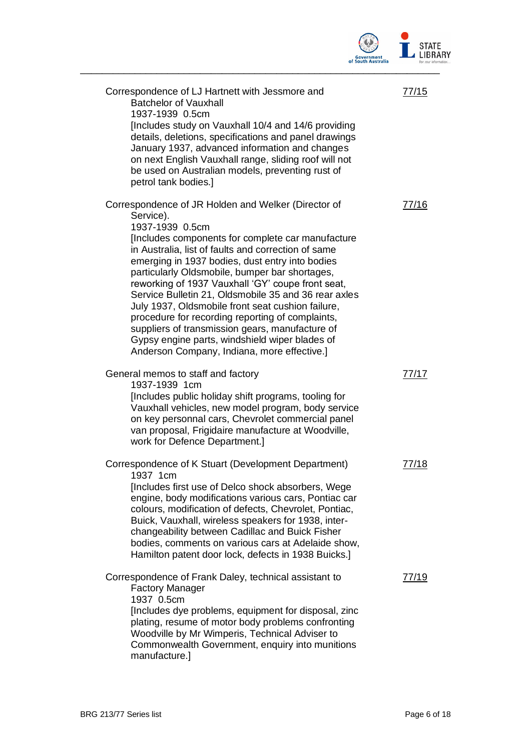| | |
|---|---|
| Correspondence of LJ Hartnett with Jessmore and Batchelor of Vauxhall<br>1937-1939 0.5cm<br>[Includes study on Vauxhall 10/4 and 14/6 providing details, deletions, specifications and panel drawings January 1937, advanced information and changes on next English Vauxhall range, sliding roof will not be used on Australian models, preventing rust of petrol tank bodies.] | 77/15 |
| Correspondence of JR Holden and Welker (Director of Service).<br>1937-1939 0.5cm<br>[Includes components for complete car manufacture in Australia, list of faults and correction of same emerging in 1937 bodies, dust entry into bodies particularly Oldsmobile, bumper bar shortages, reworking of 1937 Vauxhall 'GY' coupe front seat, Service Bulletin 21, Oldsmobile 35 and 36 rear axles July 1937, Oldsmobile front seat cushion failure, procedure for recording reporting of complaints, suppliers of transmission gears, manufacture of Gypsy engine parts, windshield wiper blades of Anderson Company, Indiana, more effective.] | 77/16 |
| General memos to staff and factory<br>1937-1939 1cm<br>[Includes public holiday shift programs, tooling for Vauxhall vehicles, new model program, body service on key personnal cars, Chevrolet commercial panel van proposal, Frigidaire manufacture at Woodville, work for Defence Department.] | 77/17 |
| Correspondence of K Stuart (Development Department)<br>1937 1cm<br>[Includes first use of Delco shock absorbers, Wege engine, body modifications various cars, Pontiac car colours, modification of defects, Chevrolet, Pontiac, Buick, Vauxhall, wireless speakers for 1938, inter-changeability between Cadillac and Buick Fisher bodies, comments on various cars at Adelaide show, Hamilton patent door lock, defects in 1938 Buicks.] | 77/18 |
| Correspondence of Frank Daley, technical assistant to Factory Manager<br>1937 0.5cm<br>[Includes dye problems, equipment for disposal, zinc plating, resume of motor body problems confronting Woodville by Mr Wimperis, Technical Adviser to Commonwealth Government, enquiry into munitions manufacture.] | 77/19 |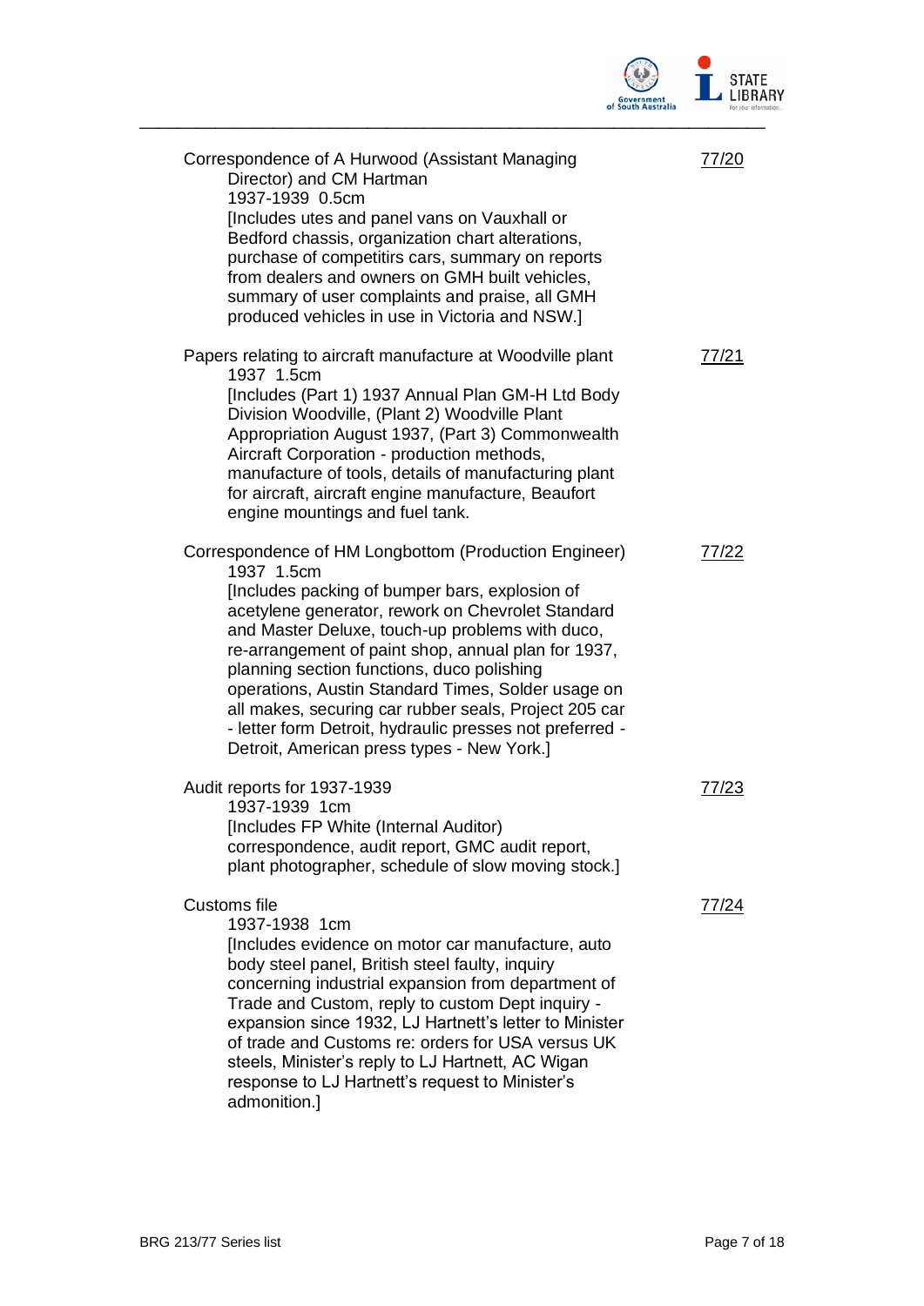| | |
|---|---|
| Correspondence of A Hurwood (Assistant Managing Director) and CM Hartman<br>1937-1939 0.5cm<br>[Includes utes and panel vans on Vauxhall or Bedford chassis, organization chart alterations, purchase of competitirs cars, summary on reports from dealers and owners on GMH built vehicles, summary of user complaints and praise, all GMH produced vehicles in use in Victoria and NSW.] | 77/20 |
| Papers relating to aircraft manufacture at Woodville plant<br>1937 1.5cm<br>[Includes (Part 1) 1937 Annual Plan GM-H Ltd Body Division Woodville, (Plant 2) Woodville Plant Appropriation August 1937, (Part 3) Commonwealth Aircraft Corporation - production methods, manufacture of tools, details of manufacturing plant for aircraft, aircraft engine manufacture, Beaufort engine mountings and fuel tank. | 77/21 |
| Correspondence of HM Longbottom (Production Engineer)<br>1937 1.5cm<br>[Includes packing of bumper bars, explosion of acetylene generator, rework on Chevrolet Standard and Master Deluxe, touch-up problems with duco, re-arrangement of paint shop, annual plan for 1937, planning section functions, duco polishing operations, Austin Standard Times, Solder usage on all makes, securing car rubber seals, Project 205 car - letter form Detroit, hydraulic presses not preferred - Detroit, American press types - New York.] | 77/22 |
| Audit reports for 1937-1939<br>1937-1939 1cm<br>[Includes FP White (Internal Auditor) correspondence, audit report, GMC audit report, plant photographer, schedule of slow moving stock.] | 77/23 |
| Customs file<br>1937-1938 1cm<br>[Includes evidence on motor car manufacture, auto body steel panel, British steel faulty, inquiry concerning industrial expansion from department of Trade and Custom, reply to custom Dept inquiry - expansion since 1932, LJ Hartnett's letter to Minister of trade and Customs re: orders for USA versus UK steels, Minister's reply to LJ Hartnett, AC Wigan response to LJ Hartnett's request to Minister's admonition.] | 77/24 |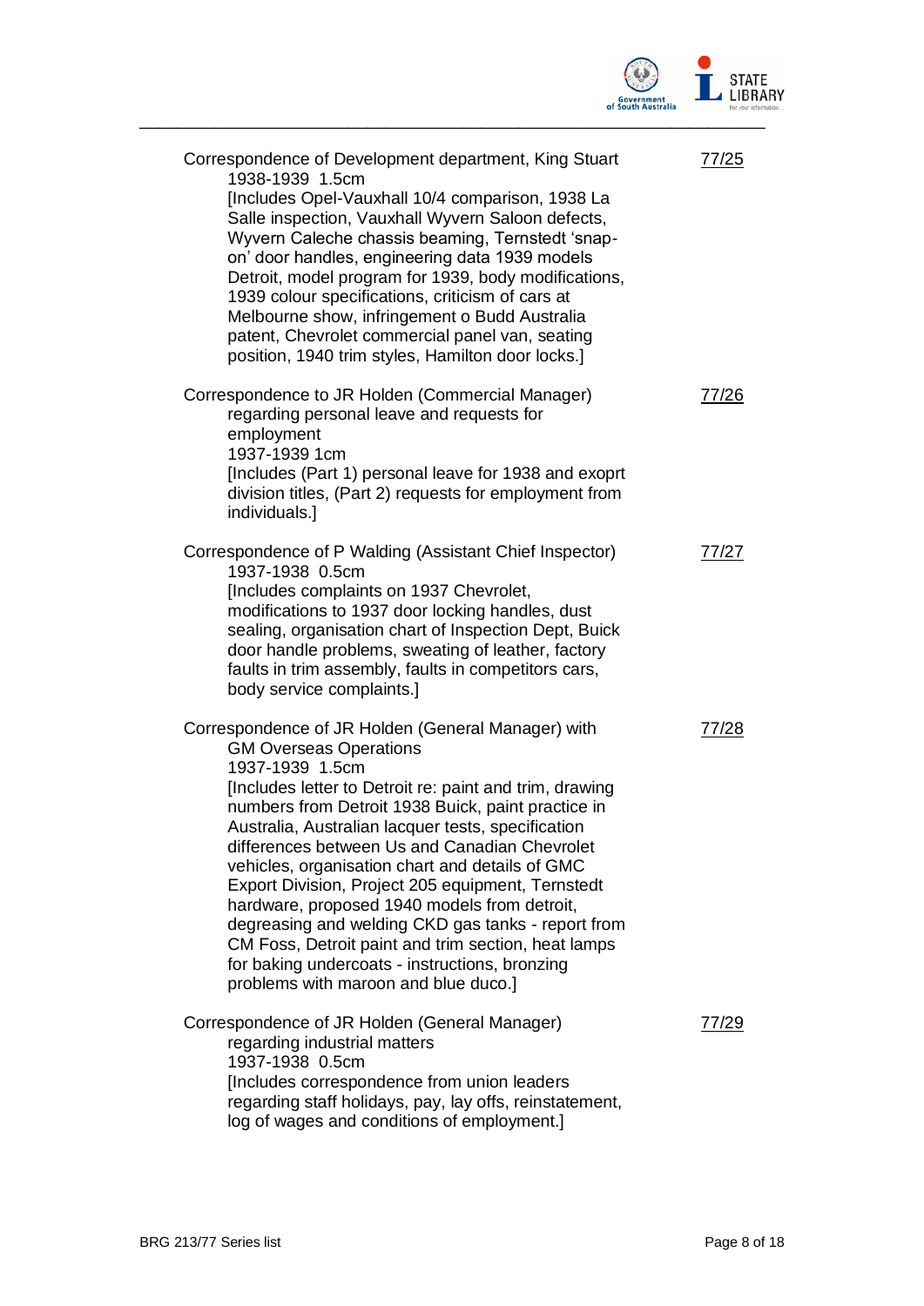| | |
|---|---|
| Correspondence of Development department, King Stuart<br>1938-1939 1.5cm<br>[Includes Opel-Vauxhall 10/4 comparison, 1938 La Salle inspection, Vauxhall Wyvern Saloon defects, Wyvern Caleche chassis beaming, Ternstedt 'snap-on' door handles, engineering data 1939 models Detroit, model program for 1939, body modifications, 1939 colour specifications, criticism of cars at Melbourne show, infringement o Budd Australia patent, Chevrolet commercial panel van, seating position, 1940 trim styles, Hamilton door locks.] | 77/25 |
| Correspondence to JR Holden (Commercial Manager) regarding personal leave and requests for employment<br>1937-1939 1cm<br>[Includes (Part 1) personal leave for 1938 and exoprt division titles, (Part 2) requests for employment from individuals.] | 77/26 |
| Correspondence of P Walding (Assistant Chief Inspector)<br>1937-1938 0.5cm<br>[Includes complaints on 1937 Chevrolet, modifications to 1937 door locking handles, dust sealing, organisation chart of Inspection Dept, Buick door handle problems, sweating of leather, factory faults in trim assembly, faults in competitors cars, body service complaints.] | 77/27 |
| Correspondence of JR Holden (General Manager) with GM Overseas Operations<br>1937-1939 1.5cm<br>[Includes letter to Detroit re: paint and trim, drawing numbers from Detroit 1938 Buick, paint practice in Australia, Australian lacquer tests, specification differences between Us and Canadian Chevrolet vehicles, organisation chart and details of GMC Export Division, Project 205 equipment, Ternstedt hardware, proposed 1940 models from detroit, degreasing and welding CKD gas tanks - report from CM Foss, Detroit paint and trim section, heat lamps for baking undercoats - instructions, bronzing problems with maroon and blue duco.] | 77/28 |
| Correspondence of JR Holden (General Manager) regarding industrial matters<br>1937-1938 0.5cm<br>[Includes correspondence from union leaders regarding staff holidays, pay, lay offs, reinstatement, log of wages and conditions of employment.] | 77/29 |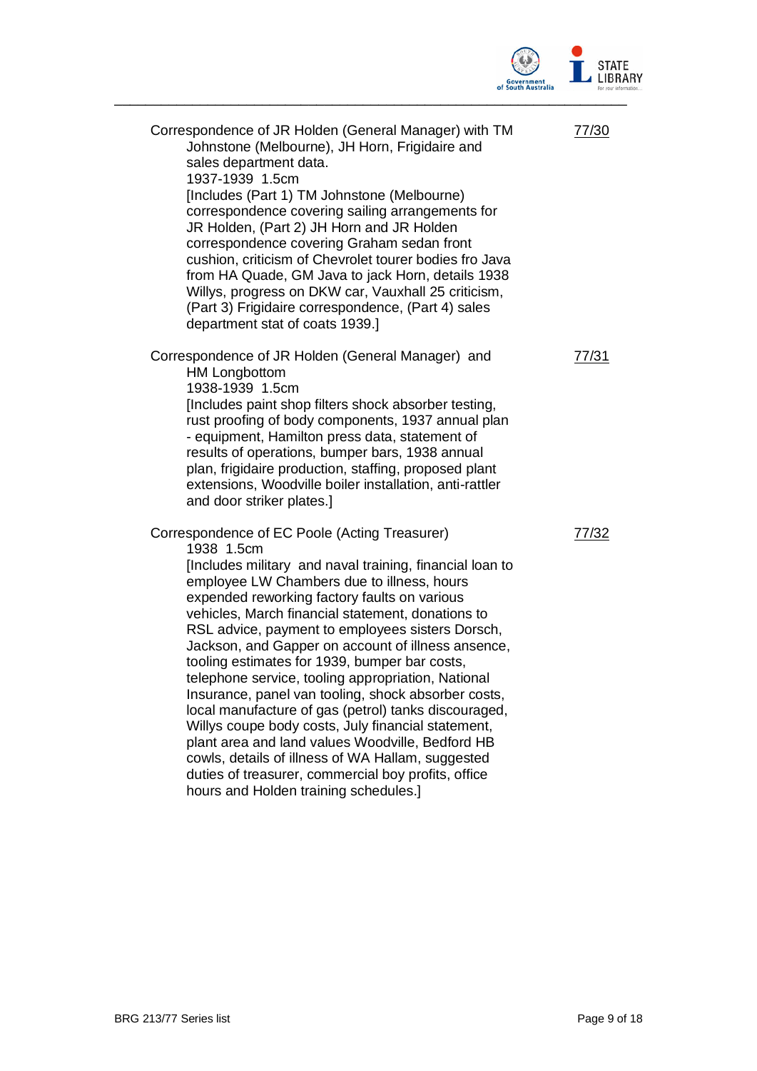Correspondence of JR Holden (General Manager) with TM Johnstone (Melbourne), JH Horn, Frigidaire and sales department data.
1937-1939 1.5cm
[Includes (Part 1) TM Johnstone (Melbourne) correspondence covering sailing arrangements for JR Holden, (Part 2) JH Horn and JR Holden correspondence covering Graham sedan front cushion, criticism of Chevrolet tourer bodies fro Java from HA Quade, GM Java to jack Horn, details 1938 Willys, progress on DKW car, Vauxhall 25 criticism, (Part 3) Frigidaire correspondence, (Part 4) sales department stat of coats 1939.]

77/30

Correspondence of JR Holden (General Manager) and HM Longbottom
1938-1939 1.5cm
[Includes paint shop filters shock absorber testing, rust proofing of body components, 1937 annual plan - equipment, Hamilton press data, statement of results of operations, bumper bars, 1938 annual plan, frigidaire production, staffing, proposed plant extensions, Woodville boiler installation, anti-rattler and door striker plates.]

77/31

Correspondence of EC Poole (Acting Treasurer)
1938 1.5cm
[Includes military and naval training, financial loan to employee LW Chambers due to illness, hours expended reworking factory faults on various vehicles, March financial statement, donations to RSL advice, payment to employees sisters Dorsch, Jackson, and Gapper on account of illness ansence, tooling estimates for 1939, bumper bar costs, telephone service, tooling appropriation, National Insurance, panel van tooling, shock absorber costs, local manufacture of gas (petrol) tanks discouraged, Willys coupe body costs, July financial statement, plant area and land values Woodville, Bedford HB cowls, details of illness of WA Hallam, suggested duties of treasurer, commercial boy profits, office hours and Holden training schedules.]

77/32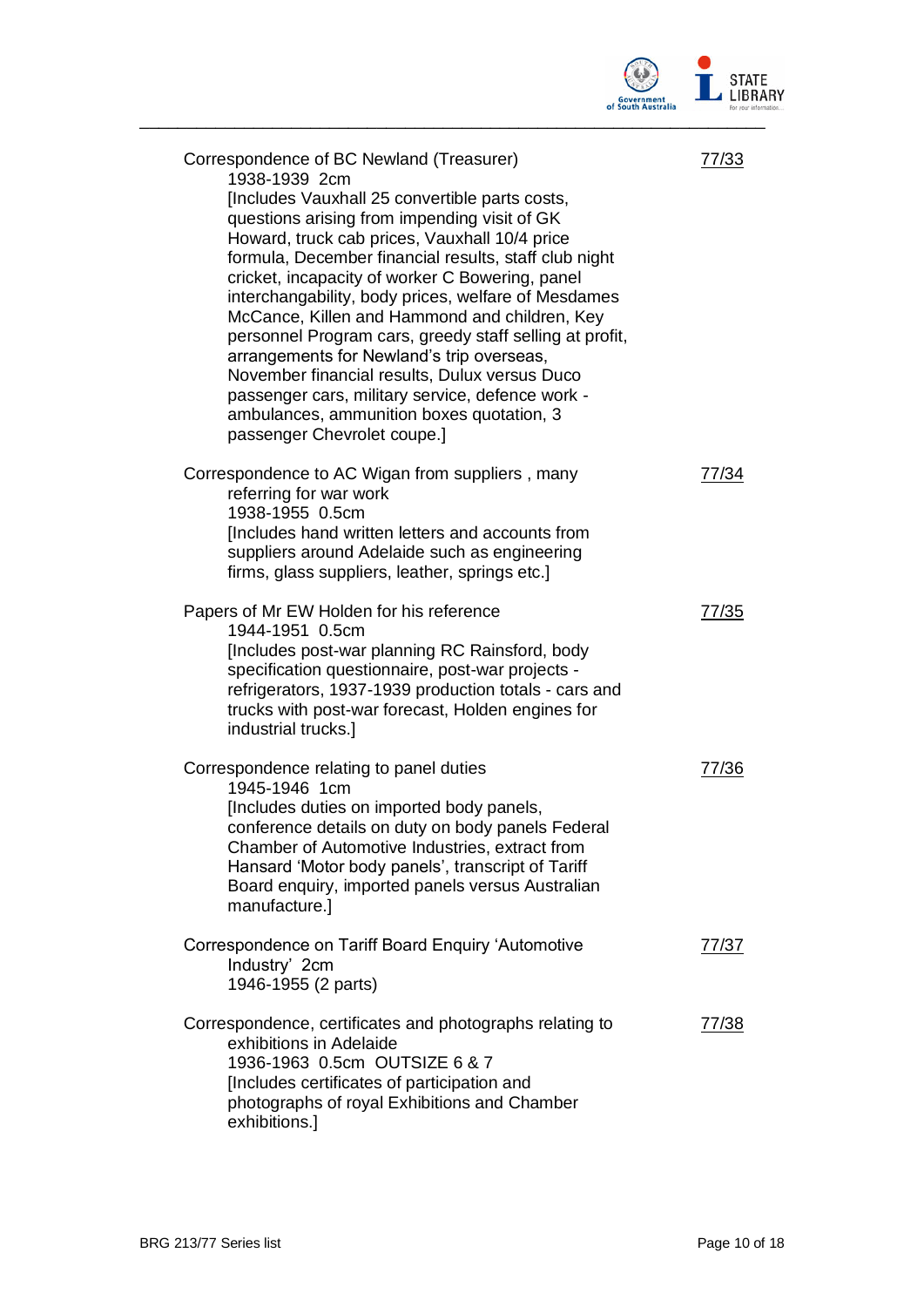| | |
|---|---|
| Correspondence of BC Newland (Treasurer)<br>1938-1939  2cm<br>[Includes Vauxhall 25 convertible parts costs, questions arising from impending visit of GK Howard, truck cab prices, Vauxhall 10/4 price formula, December financial results, staff club night cricket, incapacity of worker C Bowering, panel interchangability, body prices, welfare of Mesdames McCance, Killen and Hammond and children, Key personnel Program cars, greedy staff selling at profit, arrangements for Newland's trip overseas, November financial results, Dulux versus Duco passenger cars, military service, defence work - ambulances, ammunition boxes quotation, 3 passenger Chevrolet coupe.] | 77/33 |
| Correspondence to AC Wigan from suppliers , many referring for war work<br>1938-1955  0.5cm<br>[Includes hand written letters and accounts from suppliers around Adelaide such as engineering firms, glass suppliers, leather, springs etc.] | 77/34 |
| Papers of Mr EW Holden for his reference<br>1944-1951  0.5cm<br>[Includes post-war planning RC Rainsford, body specification questionnaire, post-war projects - refrigerators, 1937-1939 production totals - cars and trucks with post-war forecast, Holden engines for industrial trucks.] | 77/35 |
| Correspondence relating to panel duties<br>1945-1946  1cm<br>[Includes duties on imported body panels, conference details on duty on body panels Federal Chamber of Automotive Industries, extract from Hansard 'Motor body panels', transcript of Tariff Board enquiry, imported panels versus Australian manufacture.] | 77/36 |
| Correspondence on Tariff Board Enquiry 'Automotive Industry'  2cm<br>1946-1955 (2 parts) | 77/37 |
| Correspondence, certificates and photographs relating to exhibitions in Adelaide<br>1936-1963  0.5cm  OUTSIZE 6 & 7<br>[Includes certificates of participation and photographs of royal Exhibitions and Chamber exhibitions.] | 77/38 |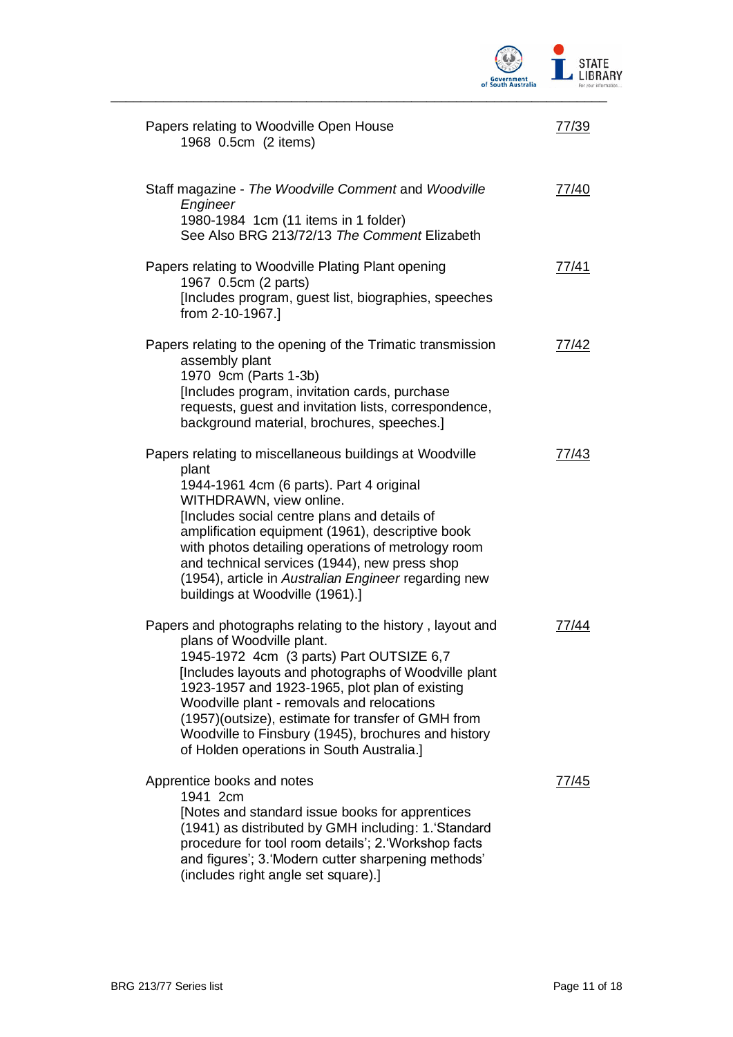| Description | Reference |
|---|---|
| Papers relating to Woodville Open House<br>1968 0.5cm (2 items) | 77/39 |
| Staff magazine - *The Woodville Comment* and *Woodville Engineer*<br>1980-1984 1cm (11 items in 1 folder)<br>See Also BRG 213/72/13 *The Comment* Elizabeth | 77/40 |
| Papers relating to Woodville Plating Plant opening<br>1967 0.5cm (2 parts)<br>[Includes program, guest list, biographies, speeches from 2-10-1967.] | 77/41 |
| Papers relating to the opening of the Trimatic transmission assembly plant<br>1970 9cm (Parts 1-3b)<br>[Includes program, invitation cards, purchase requests, guest and invitation lists, correspondence, background material, brochures, speeches.] | 77/42 |
| Papers relating to miscellaneous buildings at Woodville plant<br>1944-1961 4cm (6 parts). Part 4 original WITHDRAWN, view online.<br>[Includes social centre plans and details of amplification equipment (1961), descriptive book with photos detailing operations of metrology room and technical services (1944), new press shop (1954), article in *Australian Engineer* regarding new buildings at Woodville (1961).] | 77/43 |
| Papers and photographs relating to the history , layout and plans of Woodville plant.<br>1945-1972 4cm (3 parts) Part OUTSIZE 6,7<br>[Includes layouts and photographs of Woodville plant 1923-1957 and 1923-1965, plot plan of existing Woodville plant - removals and relocations (1957)(outsize), estimate for transfer of GMH from Woodville to Finsbury (1945), brochures and history of Holden operations in South Australia.] | 77/44 |
| Apprentice books and notes<br>1941 2cm<br>[Notes and standard issue books for apprentices (1941) as distributed by GMH including: 1.'Standard procedure for tool room details'; 2.'Workshop facts and figures'; 3.'Modern cutter sharpening methods' (includes right angle set square).] | 77/45 |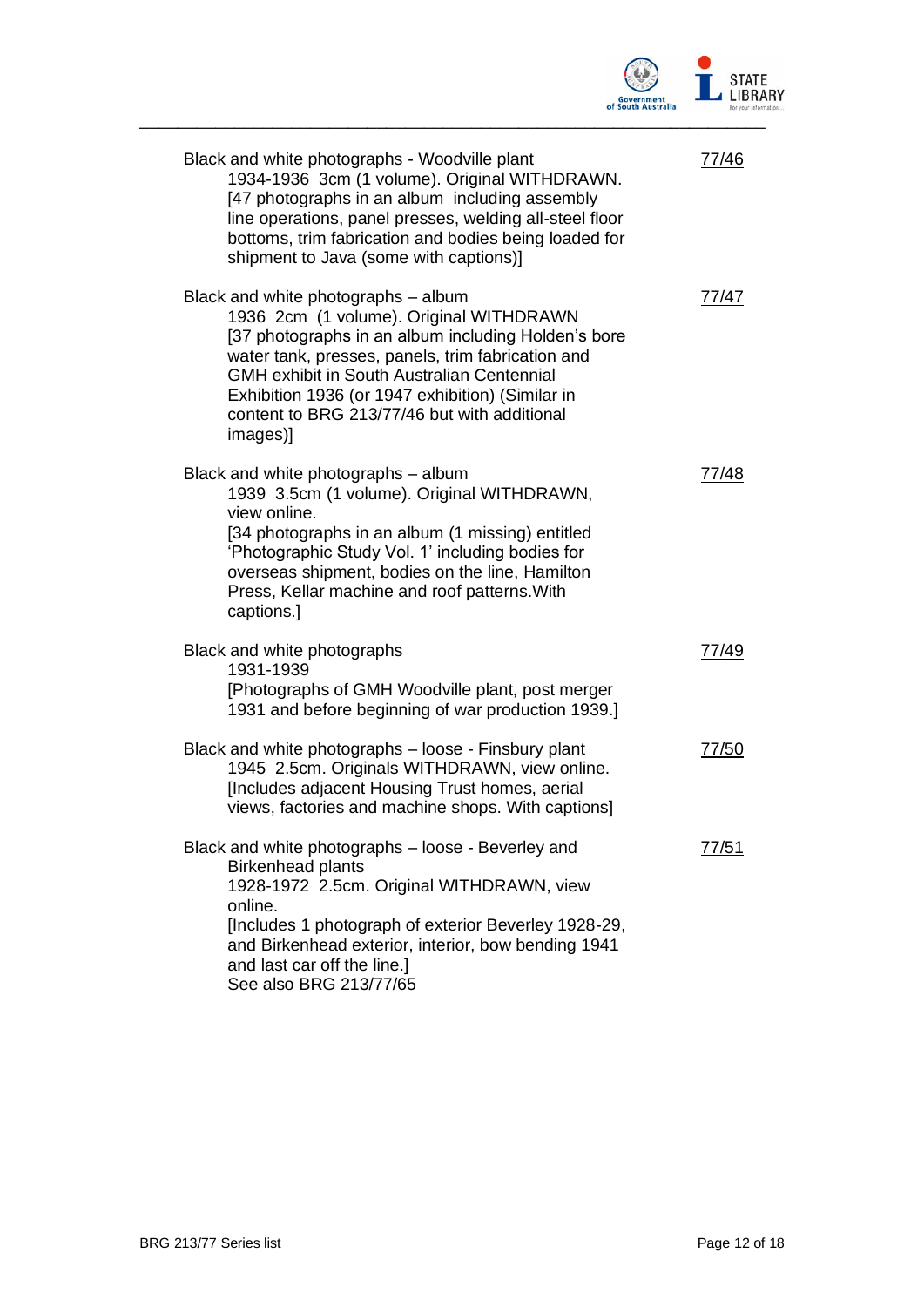| | |
|---|---|
| Black and white photographs - Woodville plant<br>1934-1936 3cm (1 volume). Original WITHDRAWN.<br>[47 photographs in an album including assembly line operations, panel presses, welding all-steel floor bottoms, trim fabrication and bodies being loaded for shipment to Java (some with captions)] | 77/46 |
| Black and white photographs – album<br>1936 2cm (1 volume). Original WITHDRAWN<br>[37 photographs in an album including Holden's bore water tank, presses, panels, trim fabrication and GMH exhibit in South Australian Centennial Exhibition 1936 (or 1947 exhibition) (Similar in content to BRG 213/77/46 but with additional images)] | 77/47 |
| Black and white photographs – album<br>1939 3.5cm (1 volume). Original WITHDRAWN, view online.<br>[34 photographs in an album (1 missing) entitled 'Photographic Study Vol. 1' including bodies for overseas shipment, bodies on the line, Hamilton Press, Kellar machine and roof patterns.With captions.] | 77/48 |
| Black and white photographs<br>1931-1939<br>[Photographs of GMH Woodville plant, post merger 1931 and before beginning of war production 1939.] | 77/49 |
| Black and white photographs – loose - Finsbury plant<br>1945 2.5cm. Originals WITHDRAWN, view online.<br>[Includes adjacent Housing Trust homes, aerial views, factories and machine shops. With captions] | 77/50 |
| Black and white photographs – loose - Beverley and Birkenhead plants<br>1928-1972 2.5cm. Original WITHDRAWN, view online.<br>[Includes 1 photograph of exterior Beverley 1928-29, and Birkenhead exterior, interior, bow bending 1941 and last car off the line.]<br>See also BRG 213/77/65 | 77/51 |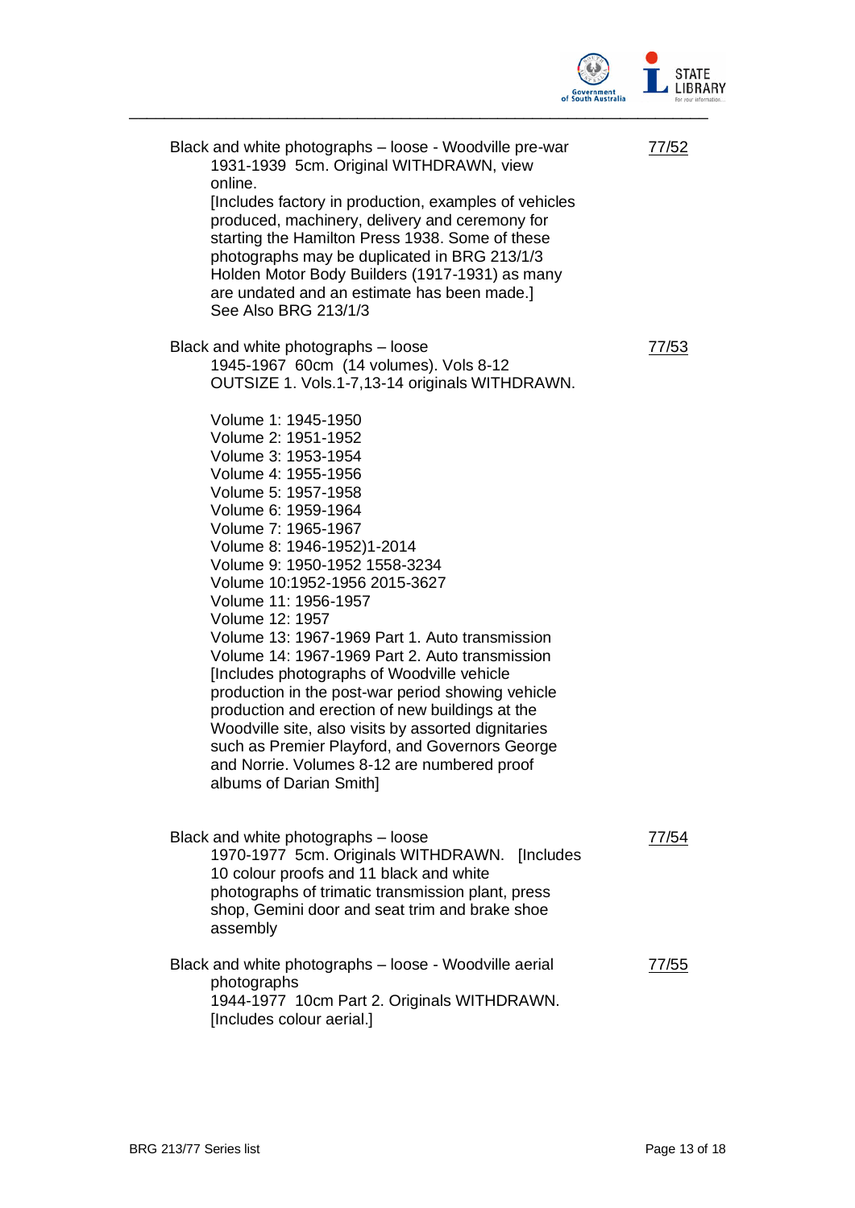Black and white photographs – loose - Woodville pre-war 1931-1939 5cm. Original WITHDRAWN, view online.
[Includes factory in production, examples of vehicles produced, machinery, delivery and ceremony for starting the Hamilton Press 1938. Some of these photographs may be duplicated in BRG 213/1/3 Holden Motor Body Builders (1917-1931) as many are undated and an estimate has been made.]
See Also BRG 213/1/3 — 77/52

Black and white photographs – loose
1945-1967 60cm (14 volumes). Vols 8-12 OUTSIZE 1. Vols.1-7,13-14 originals WITHDRAWN. — 77/53

Volume 1: 1945-1950
Volume 2: 1951-1952
Volume 3: 1953-1954
Volume 4: 1955-1956
Volume 5: 1957-1958
Volume 6: 1959-1964
Volume 7: 1965-1967
Volume 8: 1946-1952)1-2014
Volume 9: 1950-1952 1558-3234
Volume 10:1952-1956 2015-3627
Volume 11: 1956-1957
Volume 12: 1957
Volume 13: 1967-1969 Part 1. Auto transmission
Volume 14: 1967-1969 Part 2. Auto transmission
[Includes photographs of Woodville vehicle production in the post-war period showing vehicle production and erection of new buildings at the Woodville site, also visits by assorted dignitaries such as Premier Playford, and Governors George and Norrie. Volumes 8-12 are numbered proof albums of Darian Smith]

Black and white photographs – loose
1970-1977 5cm. Originals WITHDRAWN. [Includes 10 colour proofs and 11 black and white photographs of trimatic transmission plant, press shop, Gemini door and seat trim and brake shoe assembly — 77/54

Black and white photographs – loose - Woodville aerial photographs
1944-1977 10cm Part 2. Originals WITHDRAWN. [Includes colour aerial.] — 77/55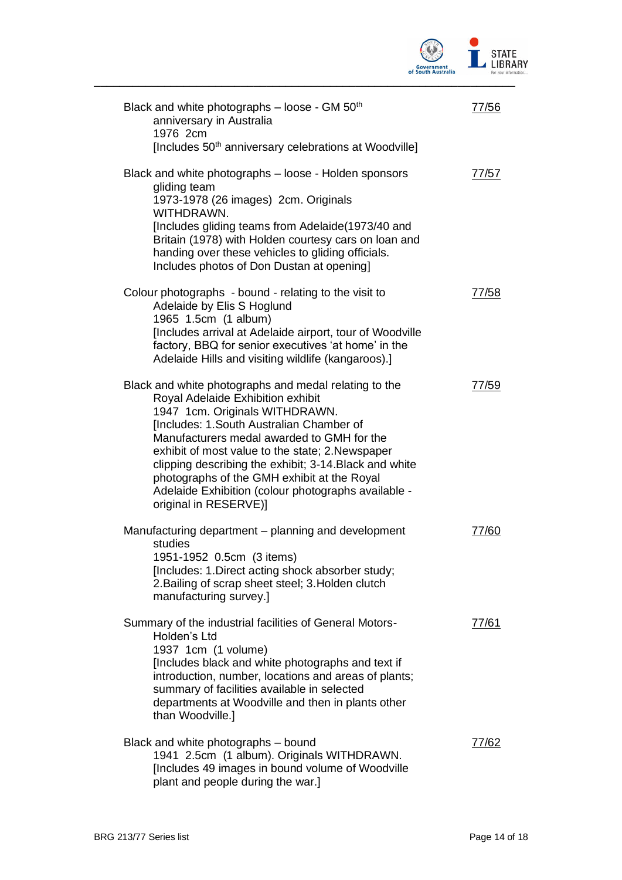| | |
|---|---|
| Black and white photographs – loose - GM 50th anniversary in Australia<br>1976 2cm<br>[Includes 50th anniversary celebrations at Woodville] | 77/56 |
| Black and white photographs – loose - Holden sponsors gliding team<br>1973-1978 (26 images) 2cm. Originals WITHDRAWN.<br>[Includes gliding teams from Adelaide(1973/40 and Britain (1978) with Holden courtesy cars on loan and handing over these vehicles to gliding officials. Includes photos of Don Dustan at opening] | 77/57 |
| Colour photographs - bound - relating to the visit to Adelaide by Elis S Hoglund<br>1965 1.5cm (1 album)<br>[Includes arrival at Adelaide airport, tour of Woodville factory, BBQ for senior executives 'at home' in the Adelaide Hills and visiting wildlife (kangaroos).] | 77/58 |
| Black and white photographs and medal relating to the Royal Adelaide Exhibition exhibit<br>1947 1cm. Originals WITHDRAWN.<br>[Includes: 1.South Australian Chamber of Manufacturers medal awarded to GMH for the exhibit of most value to the state; 2.Newspaper clipping describing the exhibit; 3-14.Black and white photographs of the GMH exhibit at the Royal Adelaide Exhibition (colour photographs available - original in RESERVE)] | 77/59 |
| Manufacturing department – planning and development studies<br>1951-1952 0.5cm (3 items)<br>[Includes: 1.Direct acting shock absorber study; 2.Bailing of scrap sheet steel; 3.Holden clutch manufacturing survey.] | 77/60 |
| Summary of the industrial facilities of General Motors-Holden's Ltd<br>1937 1cm (1 volume)<br>[Includes black and white photographs and text if introduction, number, locations and areas of plants; summary of facilities available in selected departments at Woodville and then in plants other than Woodville.] | 77/61 |
| Black and white photographs – bound<br>1941 2.5cm (1 album). Originals WITHDRAWN.<br>[Includes 49 images in bound volume of Woodville plant and people during the war.] | 77/62 |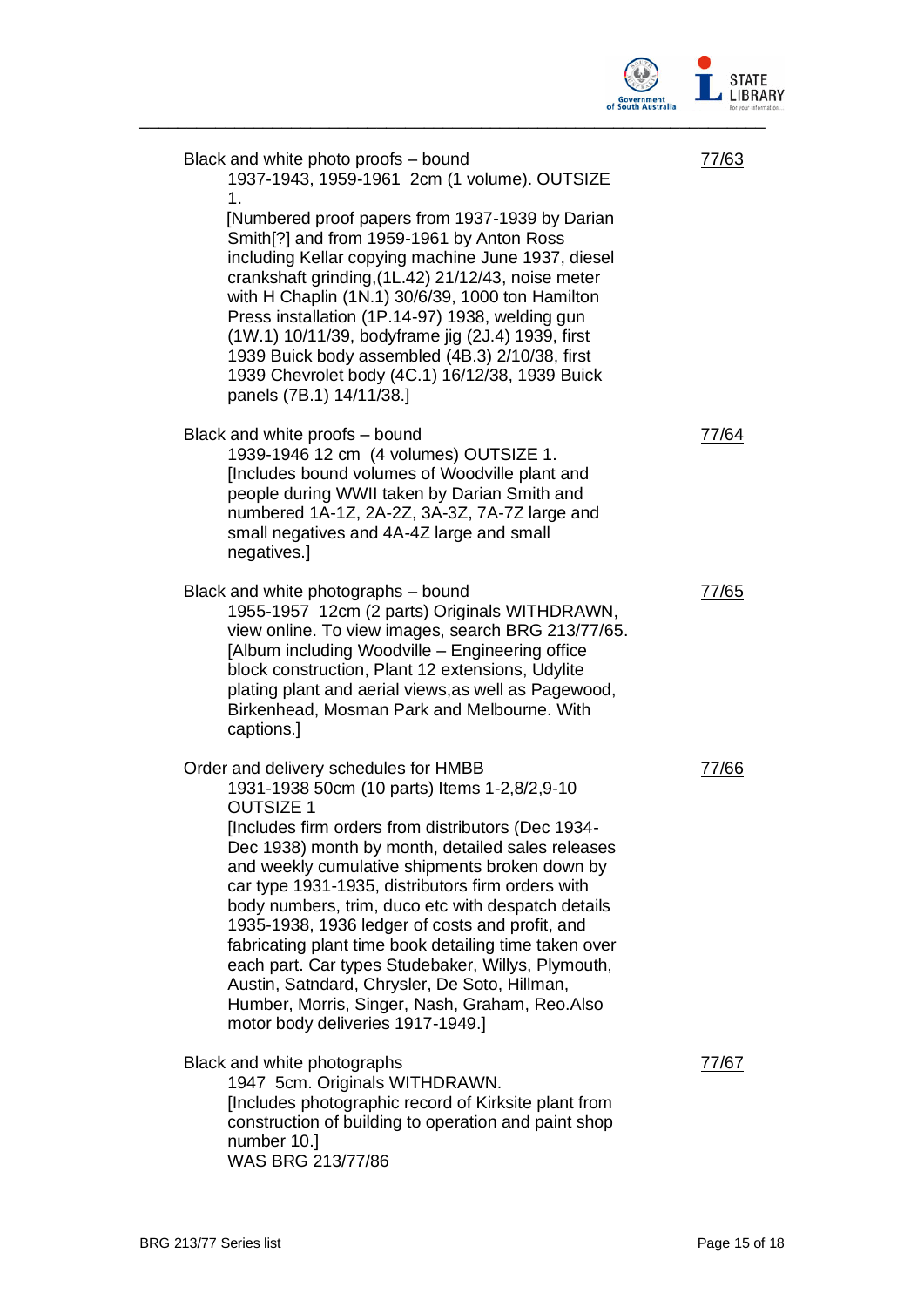Black and white photo proofs – bound
1937-1943, 1959-1961 2cm (1 volume). OUTSIZE 1.
[Numbered proof papers from 1937-1939 by Darian Smith[?] and from 1959-1961 by Anton Ross including Kellar copying machine June 1937, diesel crankshaft grinding,(1L.42) 21/12/43, noise meter with H Chaplin (1N.1) 30/6/39, 1000 ton Hamilton Press installation (1P.14-97) 1938, welding gun (1W.1) 10/11/39, bodyframe jig (2J.4) 1939, first 1939 Buick body assembled (4B.3) 2/10/38, first 1939 Chevrolet body (4C.1) 16/12/38, 1939 Buick panels (7B.1) 14/11/38.]

77/63

Black and white proofs – bound
1939-1946 12 cm (4 volumes) OUTSIZE 1.
[Includes bound volumes of Woodville plant and people during WWII taken by Darian Smith and numbered 1A-1Z, 2A-2Z, 3A-3Z, 7A-7Z large and small negatives and 4A-4Z large and small negatives.]

77/64

Black and white photographs – bound
1955-1957 12cm (2 parts) Originals WITHDRAWN, view online. To view images, search BRG 213/77/65.
[Album including Woodville – Engineering office block construction, Plant 12 extensions, Udylite plating plant and aerial views,as well as Pagewood, Birkenhead, Mosman Park and Melbourne. With captions.]

77/65

Order and delivery schedules for HMBB
1931-1938 50cm (10 parts) Items 1-2,8/2,9-10 OUTSIZE 1
[Includes firm orders from distributors (Dec 1934-Dec 1938) month by month, detailed sales releases and weekly cumulative shipments broken down by car type 1931-1935, distributors firm orders with body numbers, trim, duco etc with despatch details 1935-1938, 1936 ledger of costs and profit, and fabricating plant time book detailing time taken over each part. Car types Studebaker, Willys, Plymouth, Austin, Satndard, Chrysler, De Soto, Hillman, Humber, Morris, Singer, Nash, Graham, Reo.Also motor body deliveries 1917-1949.]

77/66

Black and white photographs
1947 5cm. Originals WITHDRAWN.
[Includes photographic record of Kirksite plant from construction of building to operation and paint shop number 10.]
WAS BRG 213/77/86

77/67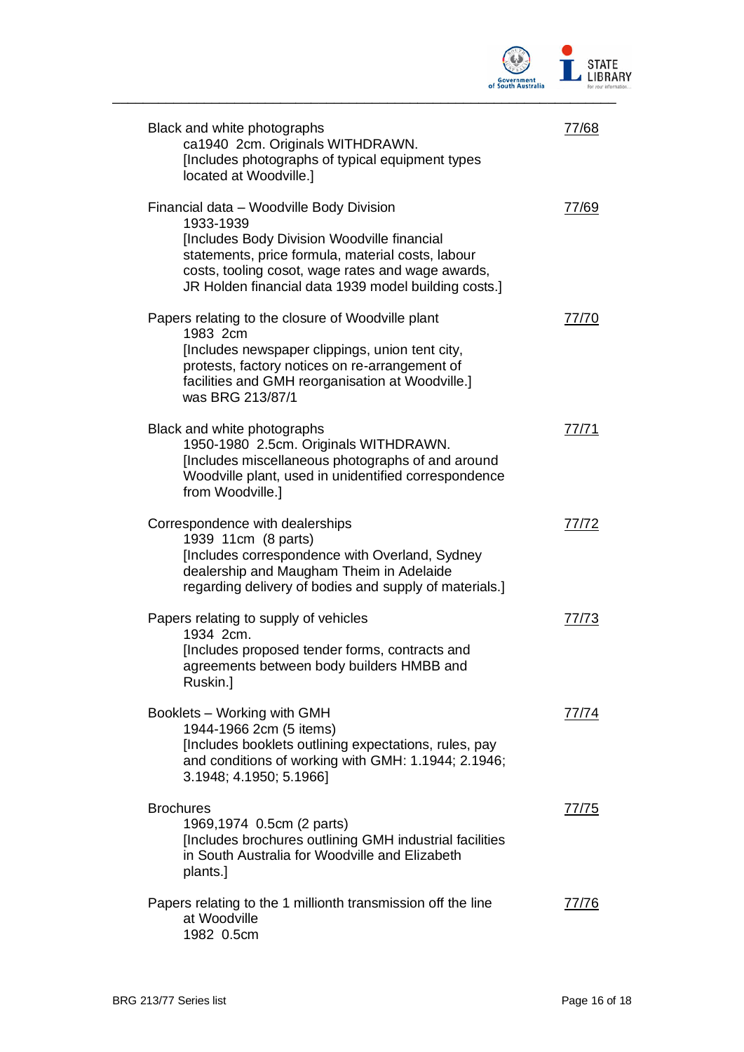| | |
|---|---|
| Black and white photographs<br>ca1940 2cm. Originals WITHDRAWN.<br>[Includes photographs of typical equipment types located at Woodville.] | 77/68 |
| Financial data – Woodville Body Division<br>1933-1939<br>[Includes Body Division Woodville financial statements, price formula, material costs, labour costs, tooling cosot, wage rates and wage awards, JR Holden financial data 1939 model building costs.] | 77/69 |
| Papers relating to the closure of Woodville plant<br>1983 2cm<br>[Includes newspaper clippings, union tent city, protests, factory notices on re-arrangement of facilities and GMH reorganisation at Woodville.]<br>was BRG 213/87/1 | 77/70 |
| Black and white photographs<br>1950-1980 2.5cm. Originals WITHDRAWN.<br>[Includes miscellaneous photographs of and around Woodville plant, used in unidentified correspondence from Woodville.] | 77/71 |
| Correspondence with dealerships<br>1939 11cm (8 parts)<br>[Includes correspondence with Overland, Sydney dealership and Maugham Theim in Adelaide regarding delivery of bodies and supply of materials.] | 77/72 |
| Papers relating to supply of vehicles<br>1934 2cm.<br>[Includes proposed tender forms, contracts and agreements between body builders HMBB and Ruskin.] | 77/73 |
| Booklets – Working with GMH<br>1944-1966 2cm (5 items)<br>[Includes booklets outlining expectations, rules, pay and conditions of working with GMH: 1.1944; 2.1946; 3.1948; 4.1950; 5.1966] | 77/74 |
| Brochures<br>1969,1974 0.5cm (2 parts)<br>[Includes brochures outlining GMH industrial facilities in South Australia for Woodville and Elizabeth plants.] | 77/75 |
| Papers relating to the 1 millionth transmission off the line at Woodville<br>1982 0.5cm | 77/76 |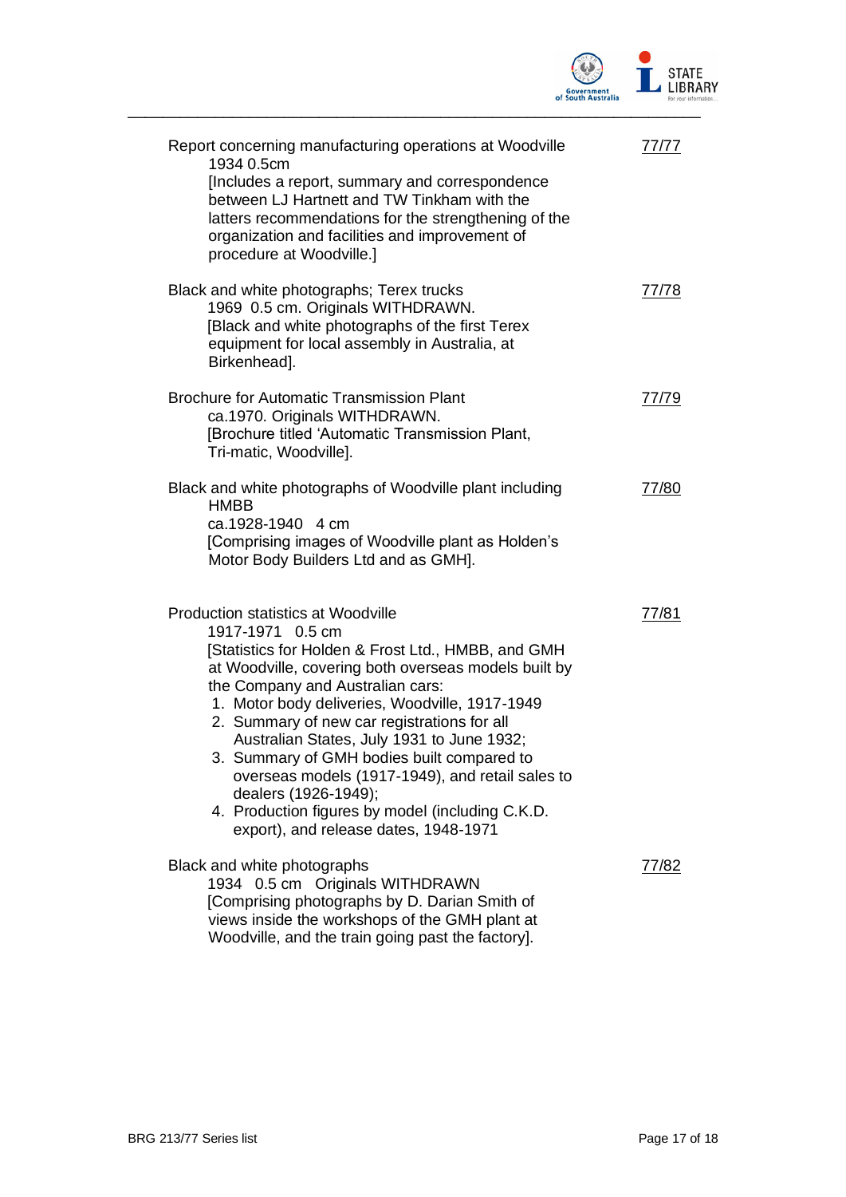| | |
|---|---|
| Report concerning manufacturing operations at Woodville<br>1934 0.5cm<br>[Includes a report, summary and correspondence between LJ Hartnett and TW Tinkham with the latters recommendations for the strengthening of the organization and facilities and improvement of procedure at Woodville.] | 77/77 |
| Black and white photographs; Terex trucks<br>1969 0.5 cm. Originals WITHDRAWN.<br>[Black and white photographs of the first Terex equipment for local assembly in Australia, at Birkenhead]. | 77/78 |
| Brochure for Automatic Transmission Plant<br>ca.1970. Originals WITHDRAWN.<br>[Brochure titled 'Automatic Transmission Plant, Tri-matic, Woodville]. | 77/79 |
| Black and white photographs of Woodville plant including HMBB<br>ca.1928-1940 4 cm<br>[Comprising images of Woodville plant as Holden's Motor Body Builders Ltd and as GMH]. | 77/80 |
| Production statistics at Woodville<br>1917-1971 0.5 cm<br>[Statistics for Holden & Frost Ltd., HMBB, and GMH at Woodville, covering both overseas models built by the Company and Australian cars:<br>1. Motor body deliveries, Woodville, 1917-1949<br>2. Summary of new car registrations for all Australian States, July 1931 to June 1932;<br>3. Summary of GMH bodies built compared to overseas models (1917-1949), and retail sales to dealers (1926-1949);<br>4. Production figures by model (including C.K.D. export), and release dates, 1948-1971 | 77/81 |
| Black and white photographs<br>1934 0.5 cm Originals WITHDRAWN<br>[Comprising photographs by D. Darian Smith of views inside the workshops of the GMH plant at Woodville, and the train going past the factory]. | 77/82 |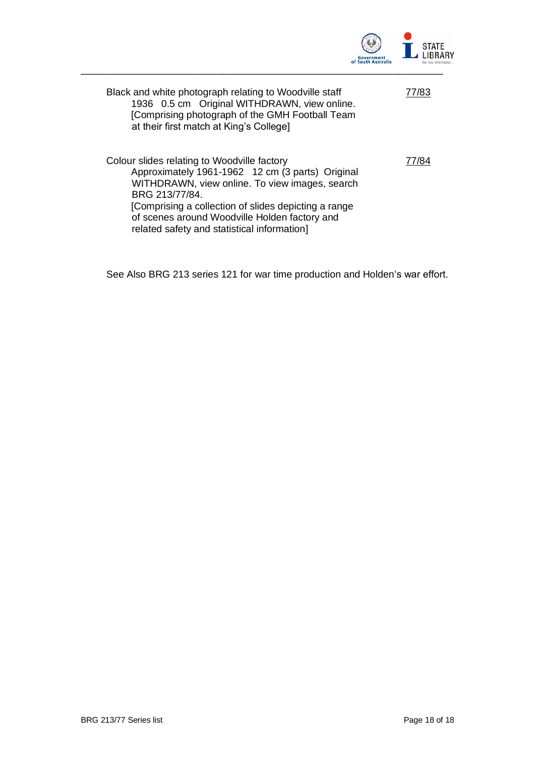Black and white photograph relating to Woodville staff
1936 0.5 cm Original WITHDRAWN, view online.
[Comprising photograph of the GMH Football Team at their first match at King's College] — 77/83

Colour slides relating to Woodville factory
Approximately 1961-1962 12 cm (3 parts) Original WITHDRAWN, view online. To view images, search BRG 213/77/84.
[Comprising a collection of slides depicting a range of scenes around Woodville Holden factory and related safety and statistical information] — 77/84

See Also BRG 213 series 121 for war time production and Holden's war effort.